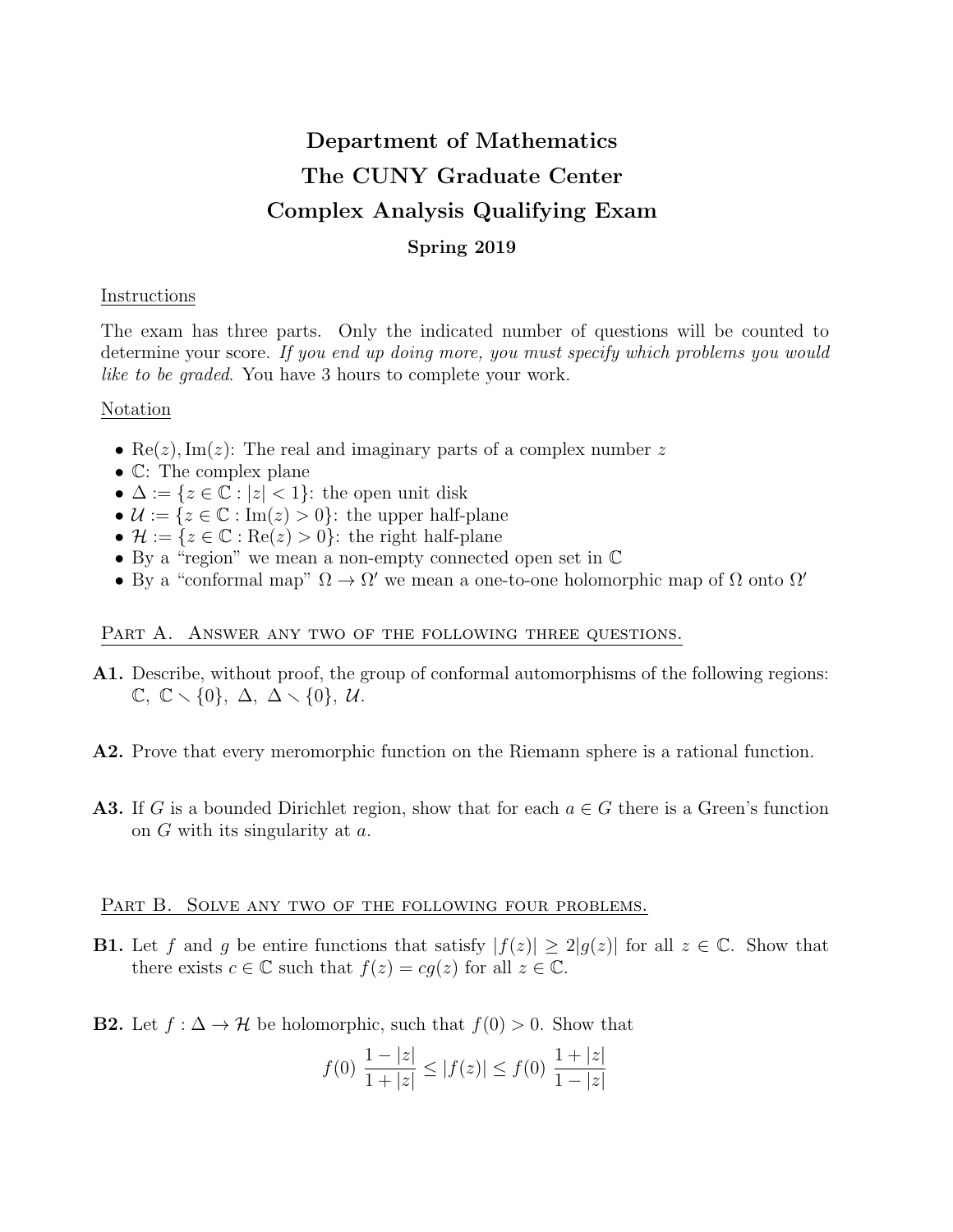# Department of Mathematics
# The CUNY Graduate Center
# Complex Analysis Qualifying Exam

**Spring 2019**

Instructions

The exam has three parts. Only the indicated number of questions will be counted to determine your score. *If you end up doing more, you must specify which problems you would like to be graded*. You have 3 hours to complete your work.

Notation

- $\mathrm{Re}(z), \mathrm{Im}(z)$: The real and imaginary parts of a complex number $z$
- $\mathbb{C}$: The complex plane
- $\Delta := \{z \in \mathbb{C} : |z| < 1\}$: the open unit disk
- $\mathcal{U} := \{z \in \mathbb{C} : \mathrm{Im}(z) > 0\}$: the upper half-plane
- $\mathcal{H} := \{z \in \mathbb{C} : \mathrm{Re}(z) > 0\}$: the right half-plane
- By a "region" we mean a non-empty connected open set in $\mathbb{C}$
- By a "conformal map" $\Omega \to \Omega'$ we mean a one-to-one holomorphic map of $\Omega$ onto $\Omega'$

## Part A. Answer any two of the following three questions.

**A1.** Describe, without proof, the group of conformal automorphisms of the following regions: $\mathbb{C}$, $\mathbb{C} \smallsetminus \{0\}$, $\Delta$, $\Delta \smallsetminus \{0\}$, $\mathcal{U}$.

**A2.** Prove that every meromorphic function on the Riemann sphere is a rational function.

**A3.** If $G$ is a bounded Dirichlet region, show that for each $a \in G$ there is a Green's function on $G$ with its singularity at $a$.

## Part B. Solve any two of the following four problems.

**B1.** Let $f$ and $g$ be entire functions that satisfy $|f(z)| \geq 2|g(z)|$ for all $z \in \mathbb{C}$. Show that there exists $c \in \mathbb{C}$ such that $f(z) = cg(z)$ for all $z \in \mathbb{C}$.

**B2.** Let $f : \Delta \to \mathcal{H}$ be holomorphic, such that $f(0) > 0$. Show that

$$f(0)\,\frac{1-|z|}{1+|z|} \leq |f(z)| \leq f(0)\,\frac{1+|z|}{1-|z|}$$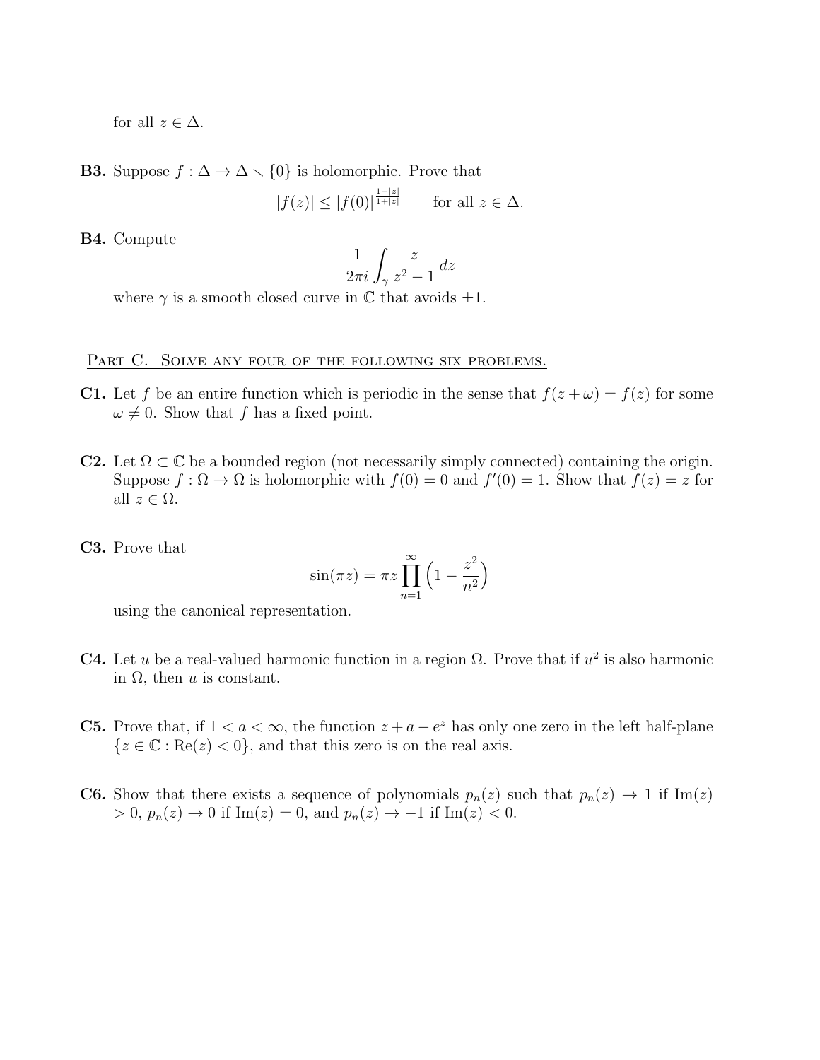for all $z \in \Delta$.

**B3.** Suppose $f : \Delta \to \Delta \setminus \{0\}$ is holomorphic. Prove that

$$|f(z)| \leq |f(0)|^{\frac{1-|z|}{1+|z|}} \qquad \text{for all } z \in \Delta.$$

**B4.** Compute

$$\frac{1}{2\pi i} \int_\gamma \frac{z}{z^2 - 1} \, dz$$

where $\gamma$ is a smooth closed curve in $\mathbb{C}$ that avoids $\pm 1$.

## Part C. Solve any four of the following six problems.

**C1.** Let $f$ be an entire function which is periodic in the sense that $f(z + \omega) = f(z)$ for some $\omega \neq 0$. Show that $f$ has a fixed point.

**C2.** Let $\Omega \subset \mathbb{C}$ be a bounded region (not necessarily simply connected) containing the origin. Suppose $f : \Omega \to \Omega$ is holomorphic with $f(0) = 0$ and $f'(0) = 1$. Show that $f(z) = z$ for all $z \in \Omega$.

**C3.** Prove that

$$\sin(\pi z) = \pi z \prod_{n=1}^{\infty} \left(1 - \frac{z^2}{n^2}\right)$$

using the canonical representation.

**C4.** Let $u$ be a real-valued harmonic function in a region $\Omega$. Prove that if $u^2$ is also harmonic in $\Omega$, then $u$ is constant.

**C5.** Prove that, if $1 < a < \infty$, the function $z + a - e^z$ has only one zero in the left half-plane $\{z \in \mathbb{C} : \mathrm{Re}(z) < 0\}$, and that this zero is on the real axis.

**C6.** Show that there exists a sequence of polynomials $p_n(z)$ such that $p_n(z) \to 1$ if $\mathrm{Im}(z) > 0$, $p_n(z) \to 0$ if $\mathrm{Im}(z) = 0$, and $p_n(z) \to -1$ if $\mathrm{Im}(z) < 0$.